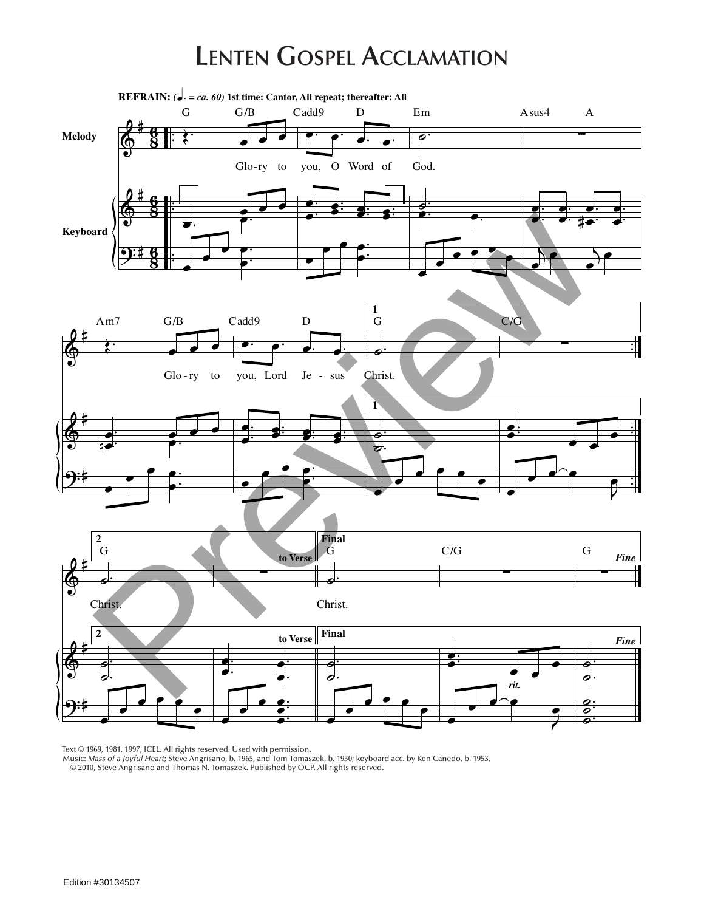# Lenten Gospel Acclamation

**REFRAIN:** *(♩. = ca. 60)* **1st time: Cantor, All repeat; thereafter: All**

Glo-ry to you, O Word of God.

Glo-ry to you, Lord Je-sus Christ.

Christ.

Christ.

Text © 1969, 1981, 1997, ICEL. All rights reserved. Used with permission.
Music: *Mass of a Joyful Heart*; Steve Angrisano, b. 1965, and Tom Tomaszek, b. 1950; keyboard acc. by Ken Canedo, b. 1953, © 2010, Steve Angrisano and Thomas N. Tomaszek. Published by OCP. All rights reserved.

Edition #30134507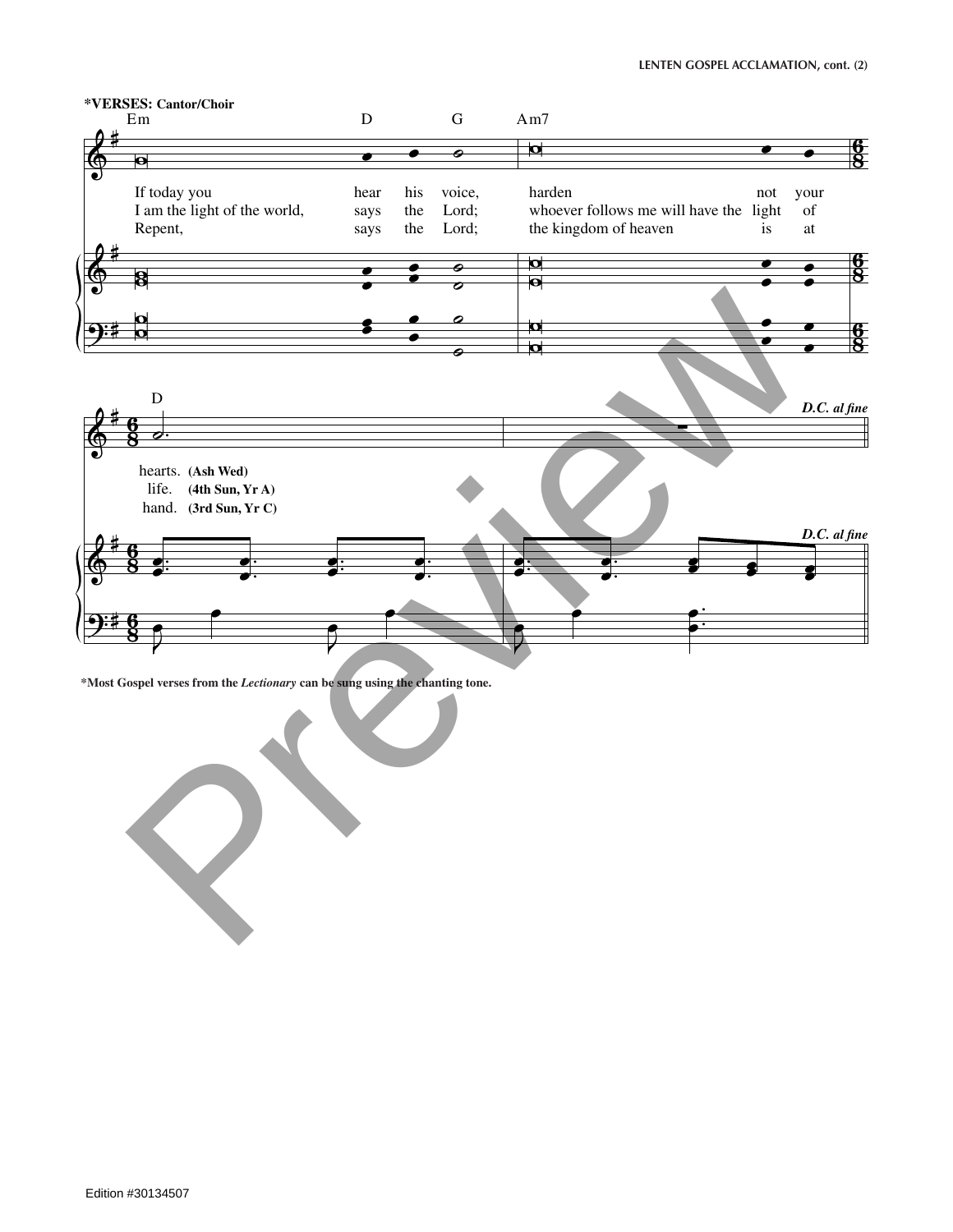**\*VERSES: Cantor/Choir**

Em — D — G — Am7 — D

If today you hear his voice, harden not your hearts. **(Ash Wed)**

I am the light of the world, says the Lord; whoever follows me will have the light of life. **(4th Sun, Yr A)**

Repent, says the Lord; the kingdom of heaven is at hand. **(3rd Sun, Yr C)**

***D.C. al fine***

**\*Most Gospel verses from the *Lectionary* can be sung using the chanting tone.**

Edition #30134507